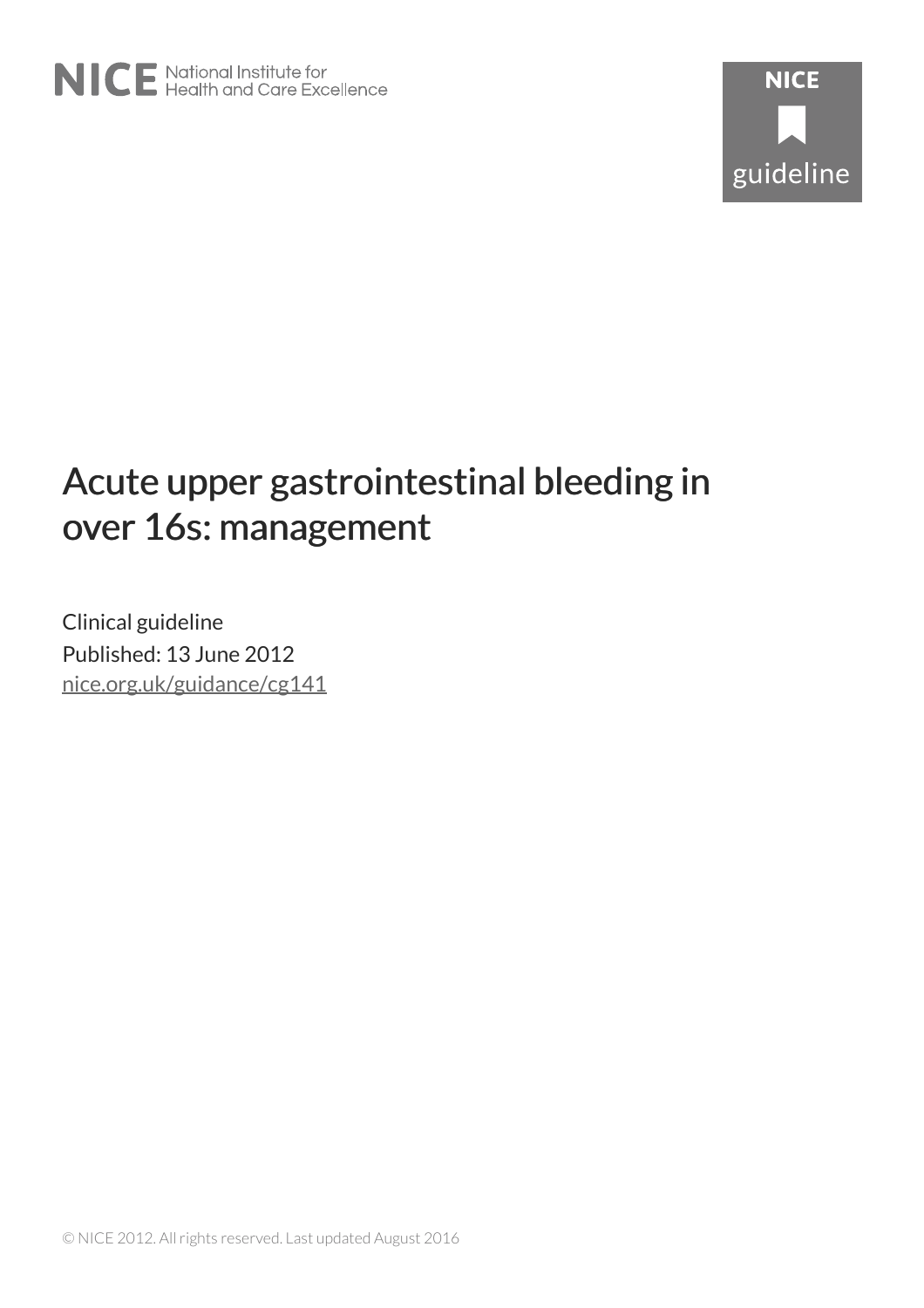NICE National Institute for Health and Care Excellence

NICE guideline

# Acute upper gastrointestinal bleeding in over 16s: management

Clinical guideline

Published: 13 June 2012

nice.org.uk/guidance/cg141

© NICE 2012. All rights reserved. Last updated August 2016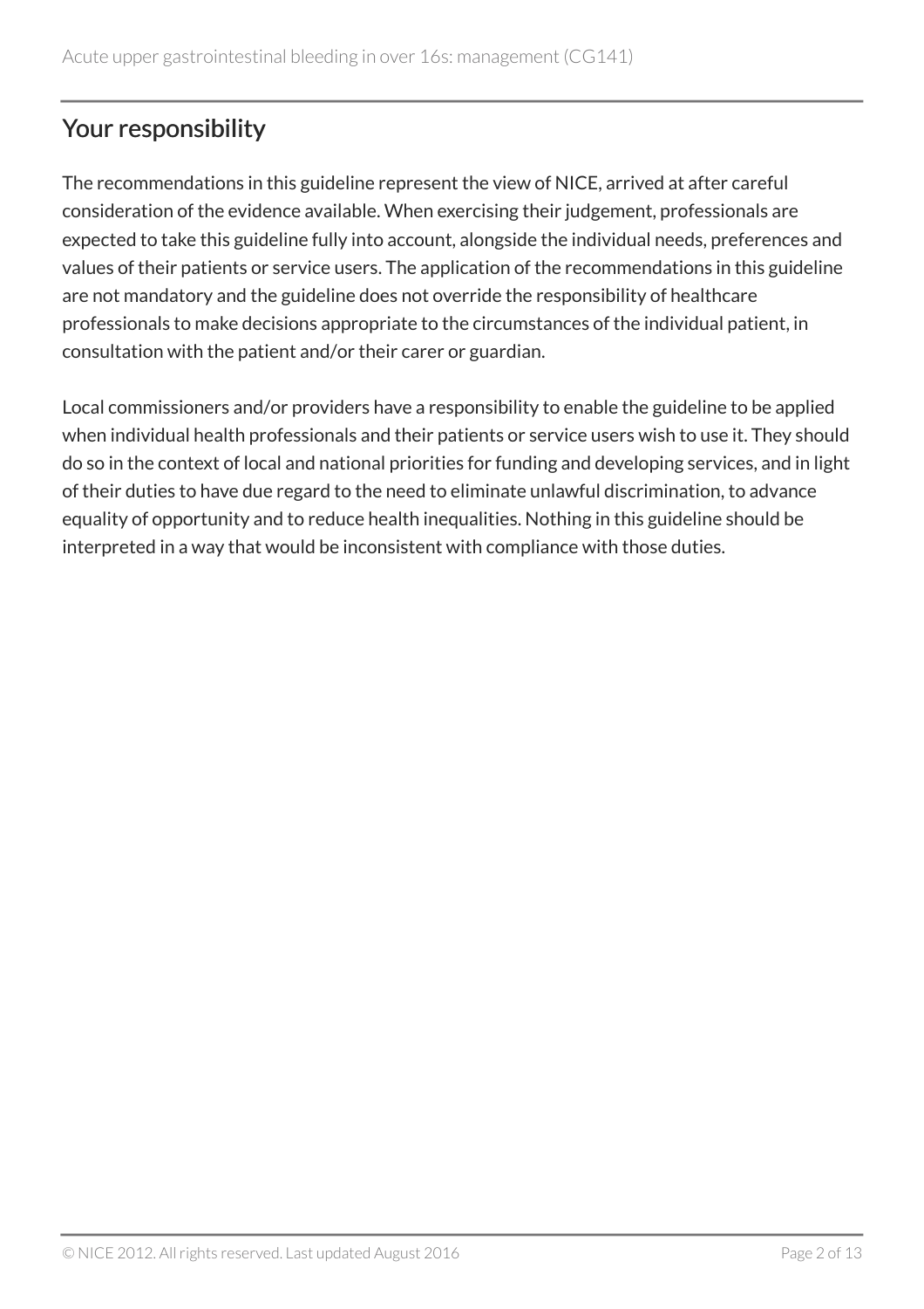## Your responsibility

The recommendations in this guideline represent the view of NICE, arrived at after careful consideration of the evidence available. When exercising their judgement, professionals are expected to take this guideline fully into account, alongside the individual needs, preferences and values of their patients or service users. The application of the recommendations in this guideline are not mandatory and the guideline does not override the responsibility of healthcare professionals to make decisions appropriate to the circumstances of the individual patient, in consultation with the patient and/or their carer or guardian.

Local commissioners and/or providers have a responsibility to enable the guideline to be applied when individual health professionals and their patients or service users wish to use it. They should do so in the context of local and national priorities for funding and developing services, and in light of their duties to have due regard to the need to eliminate unlawful discrimination, to advance equality of opportunity and to reduce health inequalities. Nothing in this guideline should be interpreted in a way that would be inconsistent with compliance with those duties.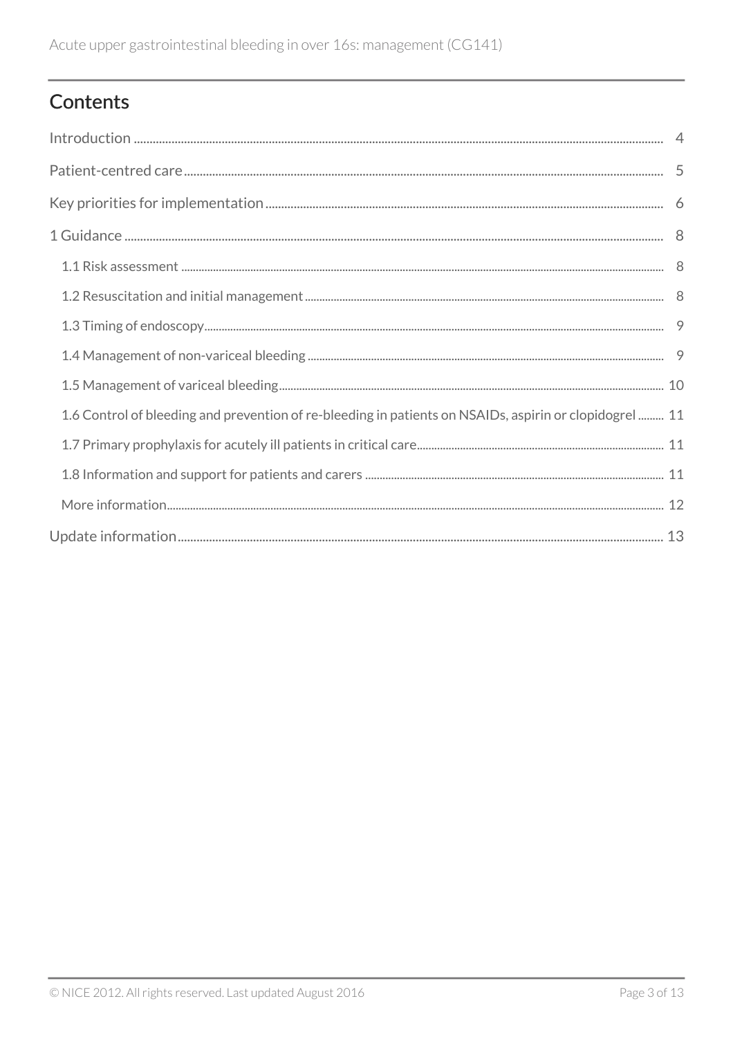## Contents

Introduction ........ 4

Patient-centred care ........ 5

Key priorities for implementation ........ 6

1 Guidance ........ 8

- 1.1 Risk assessment ........ 8
- 1.2 Resuscitation and initial management ........ 8
- 1.3 Timing of endoscopy ........ 9
- 1.4 Management of non-variceal bleeding ........ 9
- 1.5 Management of variceal bleeding ........ 10
- 1.6 Control of bleeding and prevention of re-bleeding in patients on NSAIDs, aspirin or clopidogrel ........ 11
- 1.7 Primary prophylaxis for acutely ill patients in critical care ........ 11
- 1.8 Information and support for patients and carers ........ 11
- More information ........ 12

Update information ........ 13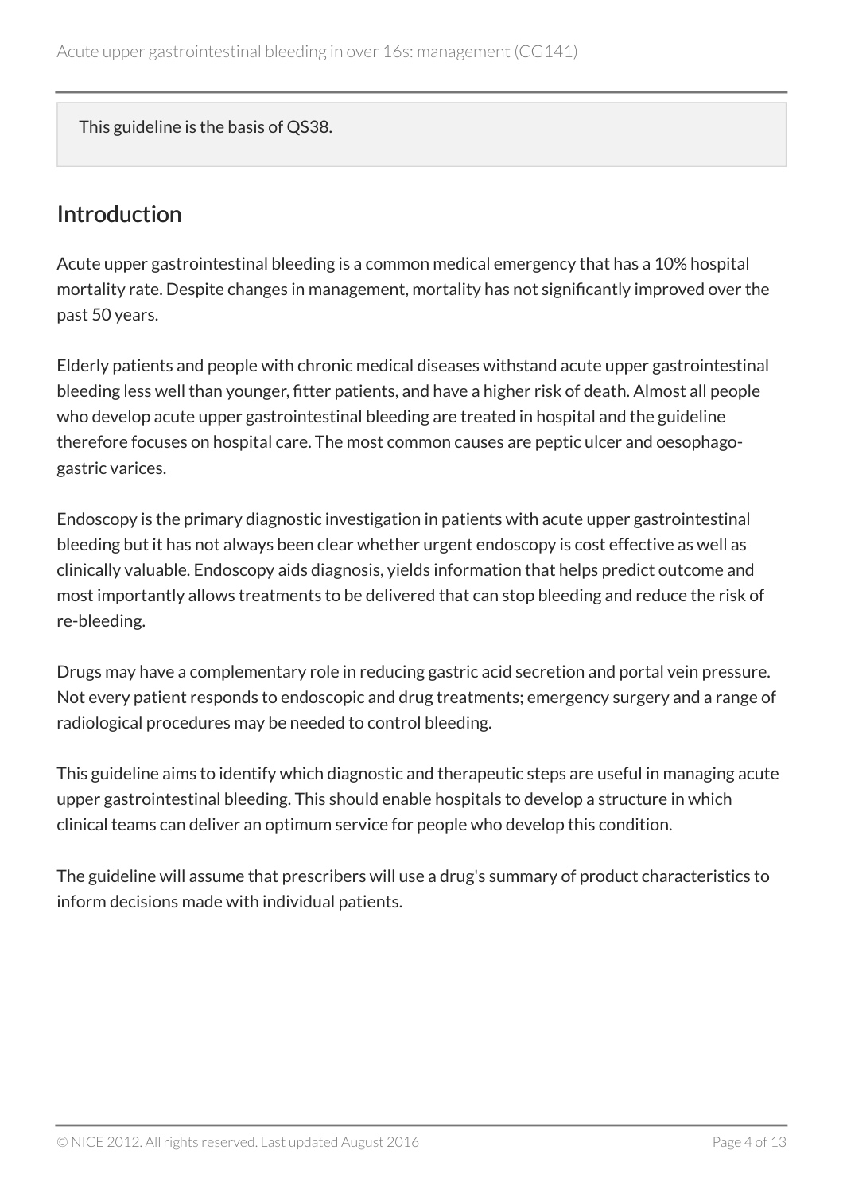This guideline is the basis of QS38.

## Introduction

Acute upper gastrointestinal bleeding is a common medical emergency that has a 10% hospital mortality rate. Despite changes in management, mortality has not significantly improved over the past 50 years.

Elderly patients and people with chronic medical diseases withstand acute upper gastrointestinal bleeding less well than younger, fitter patients, and have a higher risk of death. Almost all people who develop acute upper gastrointestinal bleeding are treated in hospital and the guideline therefore focuses on hospital care. The most common causes are peptic ulcer and oesophago-gastric varices.

Endoscopy is the primary diagnostic investigation in patients with acute upper gastrointestinal bleeding but it has not always been clear whether urgent endoscopy is cost effective as well as clinically valuable. Endoscopy aids diagnosis, yields information that helps predict outcome and most importantly allows treatments to be delivered that can stop bleeding and reduce the risk of re-bleeding.

Drugs may have a complementary role in reducing gastric acid secretion and portal vein pressure. Not every patient responds to endoscopic and drug treatments; emergency surgery and a range of radiological procedures may be needed to control bleeding.

This guideline aims to identify which diagnostic and therapeutic steps are useful in managing acute upper gastrointestinal bleeding. This should enable hospitals to develop a structure in which clinical teams can deliver an optimum service for people who develop this condition.

The guideline will assume that prescribers will use a drug's summary of product characteristics to inform decisions made with individual patients.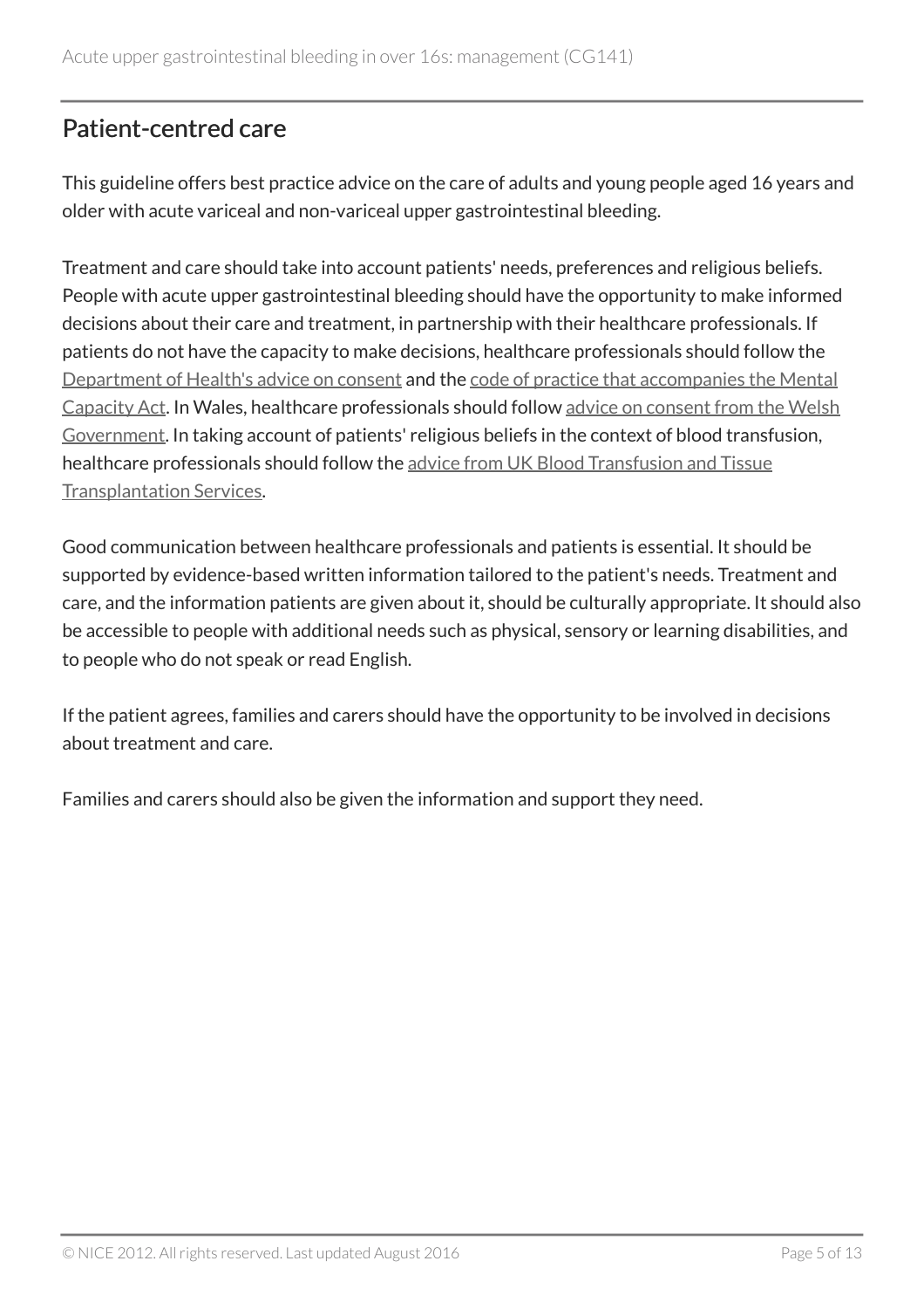## Patient-centred care

This guideline offers best practice advice on the care of adults and young people aged 16 years and older with acute variceal and non-variceal upper gastrointestinal bleeding.

Treatment and care should take into account patients' needs, preferences and religious beliefs. People with acute upper gastrointestinal bleeding should have the opportunity to make informed decisions about their care and treatment, in partnership with their healthcare professionals. If patients do not have the capacity to make decisions, healthcare professionals should follow the Department of Health's advice on consent and the code of practice that accompanies the Mental Capacity Act. In Wales, healthcare professionals should follow advice on consent from the Welsh Government. In taking account of patients' religious beliefs in the context of blood transfusion, healthcare professionals should follow the advice from UK Blood Transfusion and Tissue Transplantation Services.

Good communication between healthcare professionals and patients is essential. It should be supported by evidence-based written information tailored to the patient's needs. Treatment and care, and the information patients are given about it, should be culturally appropriate. It should also be accessible to people with additional needs such as physical, sensory or learning disabilities, and to people who do not speak or read English.

If the patient agrees, families and carers should have the opportunity to be involved in decisions about treatment and care.

Families and carers should also be given the information and support they need.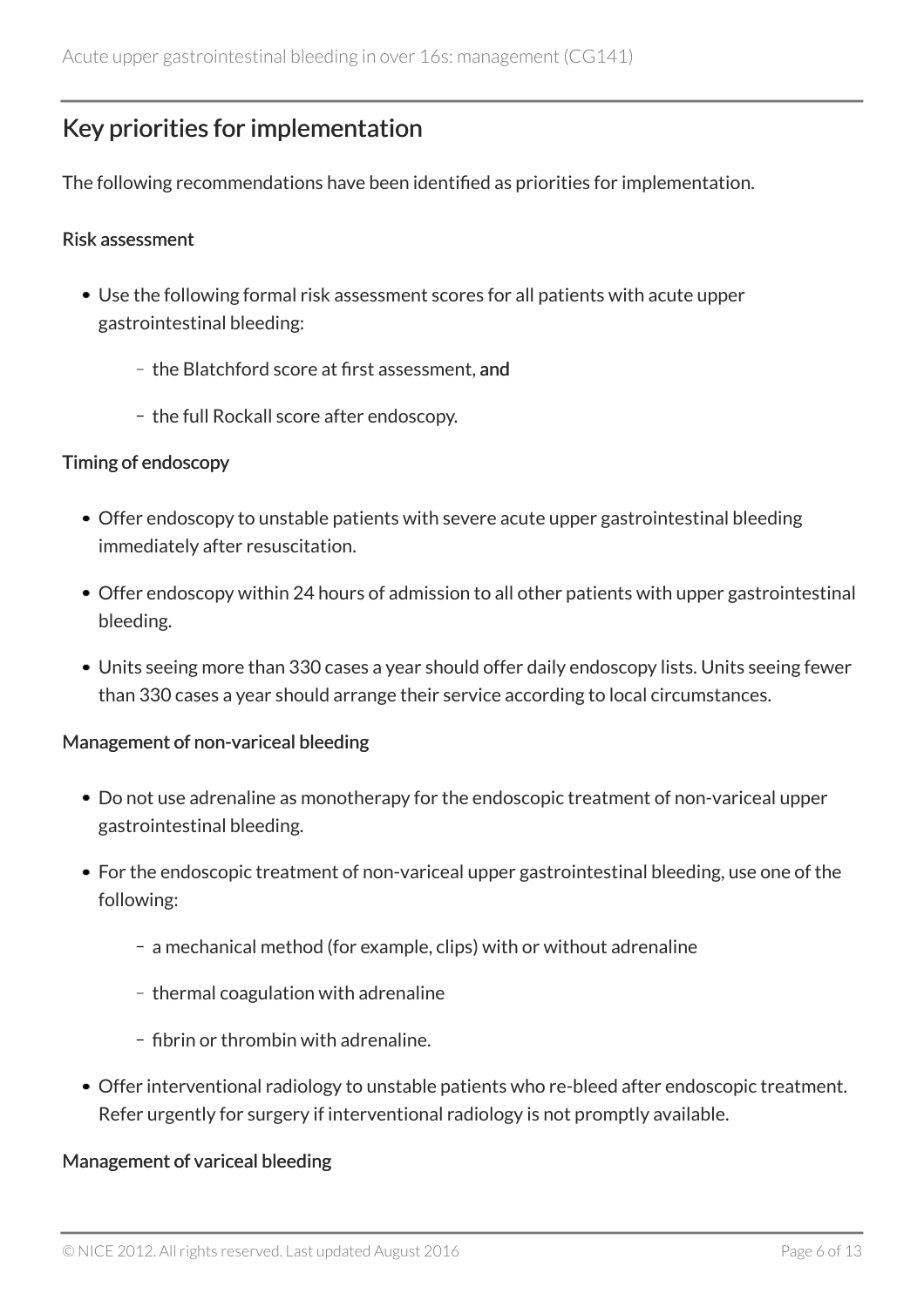## Key priorities for implementation

The following recommendations have been identified as priorities for implementation.

### Risk assessment

- Use the following formal risk assessment scores for all patients with acute upper gastrointestinal bleeding:
  - the Blatchford score at first assessment, **and**
  - the full Rockall score after endoscopy.

### Timing of endoscopy

- Offer endoscopy to unstable patients with severe acute upper gastrointestinal bleeding immediately after resuscitation.
- Offer endoscopy within 24 hours of admission to all other patients with upper gastrointestinal bleeding.
- Units seeing more than 330 cases a year should offer daily endoscopy lists. Units seeing fewer than 330 cases a year should arrange their service according to local circumstances.

### Management of non-variceal bleeding

- Do not use adrenaline as monotherapy for the endoscopic treatment of non-variceal upper gastrointestinal bleeding.
- For the endoscopic treatment of non-variceal upper gastrointestinal bleeding, use one of the following:
  - a mechanical method (for example, clips) with or without adrenaline
  - thermal coagulation with adrenaline
  - fibrin or thrombin with adrenaline.
- Offer interventional radiology to unstable patients who re-bleed after endoscopic treatment. Refer urgently for surgery if interventional radiology is not promptly available.

### Management of variceal bleeding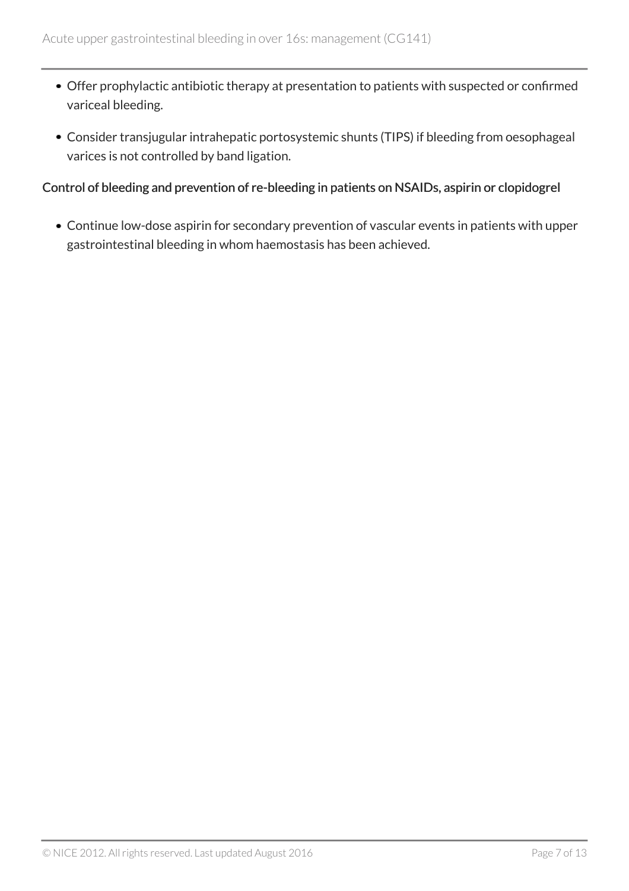- Offer prophylactic antibiotic therapy at presentation to patients with suspected or confirmed variceal bleeding.
- Consider transjugular intrahepatic portosystemic shunts (TIPS) if bleeding from oesophageal varices is not controlled by band ligation.

### Control of bleeding and prevention of re-bleeding in patients on NSAIDs, aspirin or clopidogrel

- Continue low-dose aspirin for secondary prevention of vascular events in patients with upper gastrointestinal bleeding in whom haemostasis has been achieved.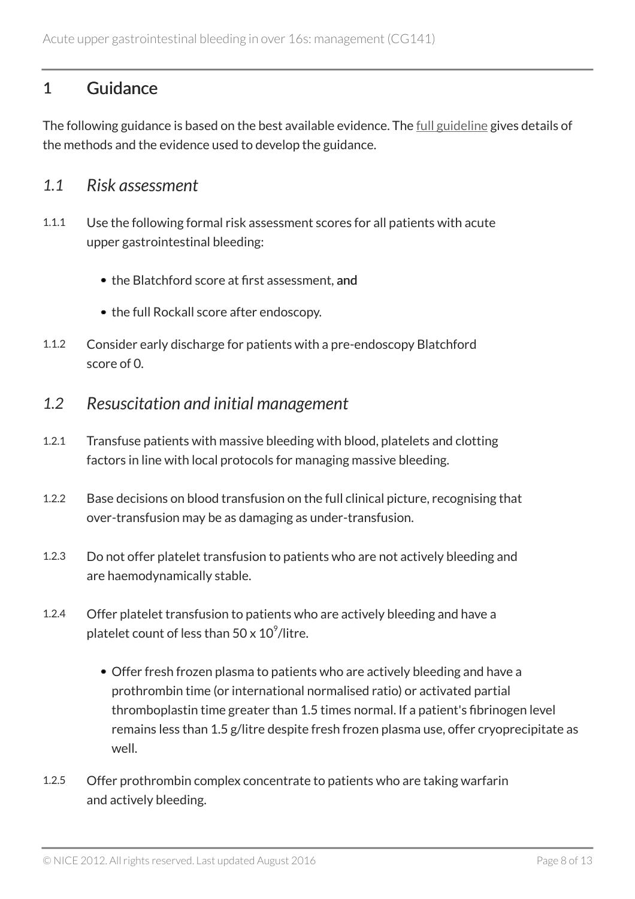## 1 Guidance

The following guidance is based on the best available evidence. The full guideline gives details of the methods and the evidence used to develop the guidance.

### *1.1 Risk assessment*

1.1.1 Use the following formal risk assessment scores for all patients with acute upper gastrointestinal bleeding:

- the Blatchford score at first assessment, **and**
- the full Rockall score after endoscopy.

1.1.2 Consider early discharge for patients with a pre-endoscopy Blatchford score of 0.

### *1.2 Resuscitation and initial management*

1.2.1 Transfuse patients with massive bleeding with blood, platelets and clotting factors in line with local protocols for managing massive bleeding.

1.2.2 Base decisions on blood transfusion on the full clinical picture, recognising that over-transfusion may be as damaging as under-transfusion.

1.2.3 Do not offer platelet transfusion to patients who are not actively bleeding and are haemodynamically stable.

1.2.4 Offer platelet transfusion to patients who are actively bleeding and have a platelet count of less than $50 \times 10^9$/litre.

- Offer fresh frozen plasma to patients who are actively bleeding and have a prothrombin time (or international normalised ratio) or activated partial thromboplastin time greater than 1.5 times normal. If a patient's fibrinogen level remains less than 1.5 g/litre despite fresh frozen plasma use, offer cryoprecipitate as well.

1.2.5 Offer prothrombin complex concentrate to patients who are taking warfarin and actively bleeding.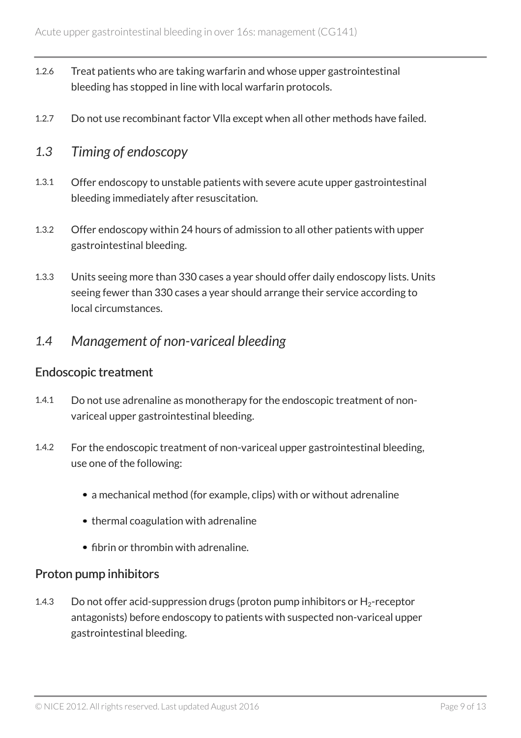1.2.6 Treat patients who are taking warfarin and whose upper gastrointestinal bleeding has stopped in line with local warfarin protocols.

1.2.7 Do not use recombinant factor VIIa except when all other methods have failed.

## *1.3 Timing of endoscopy*

1.3.1 Offer endoscopy to unstable patients with severe acute upper gastrointestinal bleeding immediately after resuscitation.

1.3.2 Offer endoscopy within 24 hours of admission to all other patients with upper gastrointestinal bleeding.

1.3.3 Units seeing more than 330 cases a year should offer daily endoscopy lists. Units seeing fewer than 330 cases a year should arrange their service according to local circumstances.

## *1.4 Management of non-variceal bleeding*

### Endoscopic treatment

1.4.1 Do not use adrenaline as monotherapy for the endoscopic treatment of non-variceal upper gastrointestinal bleeding.

1.4.2 For the endoscopic treatment of non-variceal upper gastrointestinal bleeding, use one of the following:

- a mechanical method (for example, clips) with or without adrenaline
- thermal coagulation with adrenaline
- fibrin or thrombin with adrenaline.

### Proton pump inhibitors

1.4.3 Do not offer acid-suppression drugs (proton pump inhibitors or $H_2$-receptor antagonists) before endoscopy to patients with suspected non-variceal upper gastrointestinal bleeding.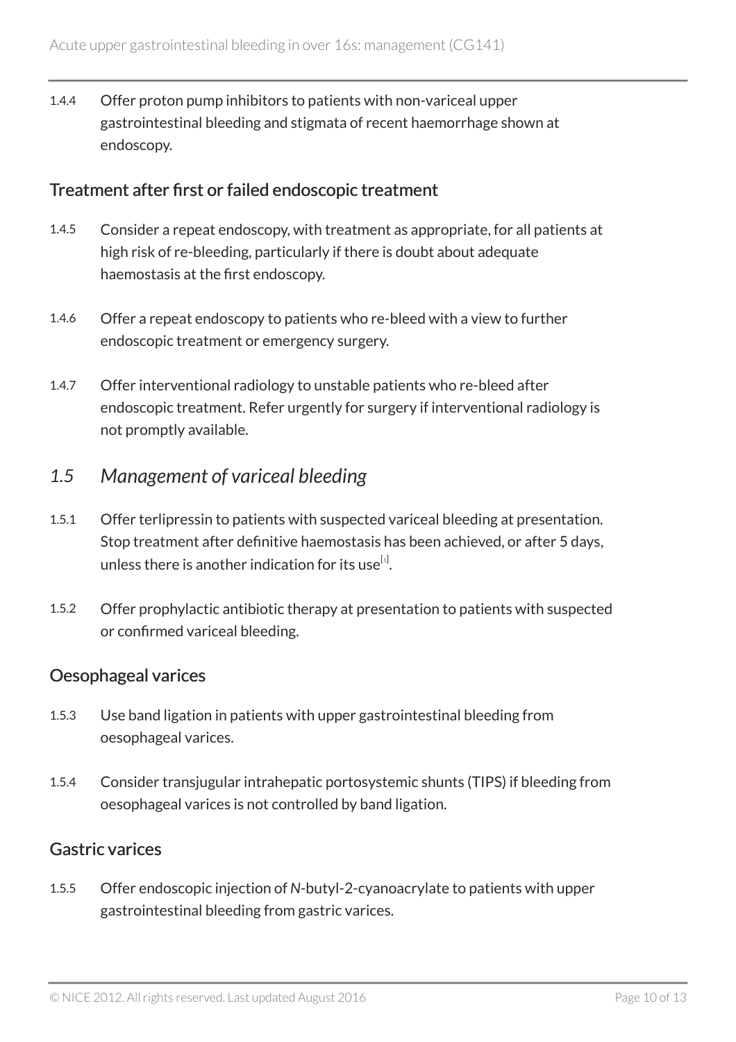1.4.4 Offer proton pump inhibitors to patients with non-variceal upper gastrointestinal bleeding and stigmata of recent haemorrhage shown at endoscopy.

### Treatment after first or failed endoscopic treatment

1.4.5 Consider a repeat endoscopy, with treatment as appropriate, for all patients at high risk of re-bleeding, particularly if there is doubt about adequate haemostasis at the first endoscopy.

1.4.6 Offer a repeat endoscopy to patients who re-bleed with a view to further endoscopic treatment or emergency surgery.

1.4.7 Offer interventional radiology to unstable patients who re-bleed after endoscopic treatment. Refer urgently for surgery if interventional radiology is not promptly available.

## *1.5 Management of variceal bleeding*

1.5.1 Offer terlipressin to patients with suspected variceal bleeding at presentation. Stop treatment after definitive haemostasis has been achieved, or after 5 days, unless there is another indication for its use[1].

1.5.2 Offer prophylactic antibiotic therapy at presentation to patients with suspected or confirmed variceal bleeding.

### Oesophageal varices

1.5.3 Use band ligation in patients with upper gastrointestinal bleeding from oesophageal varices.

1.5.4 Consider transjugular intrahepatic portosystemic shunts (TIPS) if bleeding from oesophageal varices is not controlled by band ligation.

### Gastric varices

1.5.5 Offer endoscopic injection of *N*-butyl-2-cyanoacrylate to patients with upper gastrointestinal bleeding from gastric varices.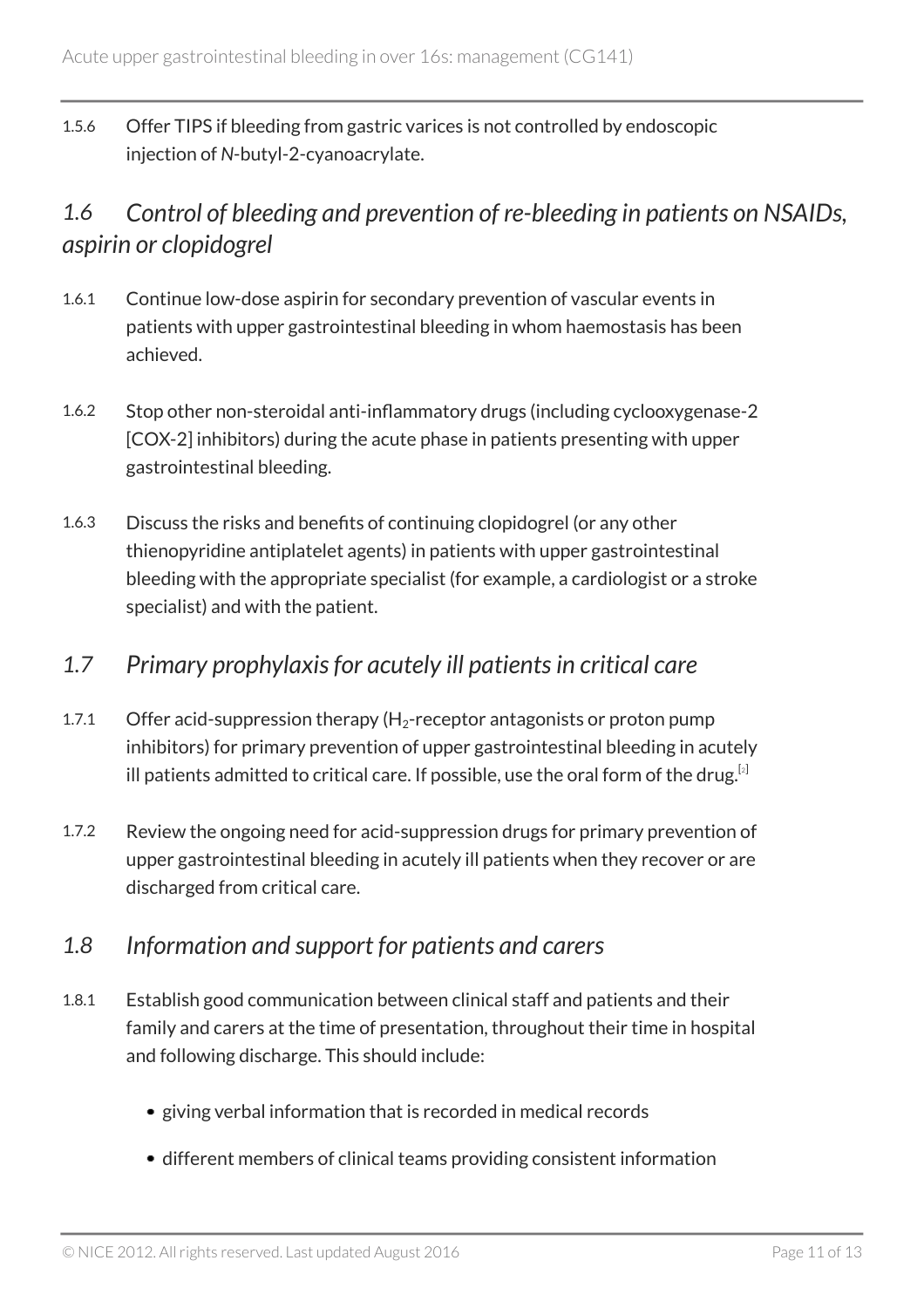1.5.6 Offer TIPS if bleeding from gastric varices is not controlled by endoscopic injection of *N*-butyl-2-cyanoacrylate.

## *1.6 Control of bleeding and prevention of re-bleeding in patients on NSAIDs, aspirin or clopidogrel*

1.6.1 Continue low-dose aspirin for secondary prevention of vascular events in patients with upper gastrointestinal bleeding in whom haemostasis has been achieved.

1.6.2 Stop other non-steroidal anti-inflammatory drugs (including cyclooxygenase-2 [COX-2] inhibitors) during the acute phase in patients presenting with upper gastrointestinal bleeding.

1.6.3 Discuss the risks and benefits of continuing clopidogrel (or any other thienopyridine antiplatelet agents) in patients with upper gastrointestinal bleeding with the appropriate specialist (for example, a cardiologist or a stroke specialist) and with the patient.

## *1.7 Primary prophylaxis for acutely ill patients in critical care*

1.7.1 Offer acid-suppression therapy ($H_2$-receptor antagonists or proton pump inhibitors) for primary prevention of upper gastrointestinal bleeding in acutely ill patients admitted to critical care. If possible, use the oral form of the drug.[2]

1.7.2 Review the ongoing need for acid-suppression drugs for primary prevention of upper gastrointestinal bleeding in acutely ill patients when they recover or are discharged from critical care.

## *1.8 Information and support for patients and carers*

1.8.1 Establish good communication between clinical staff and patients and their family and carers at the time of presentation, throughout their time in hospital and following discharge. This should include:

- giving verbal information that is recorded in medical records
- different members of clinical teams providing consistent information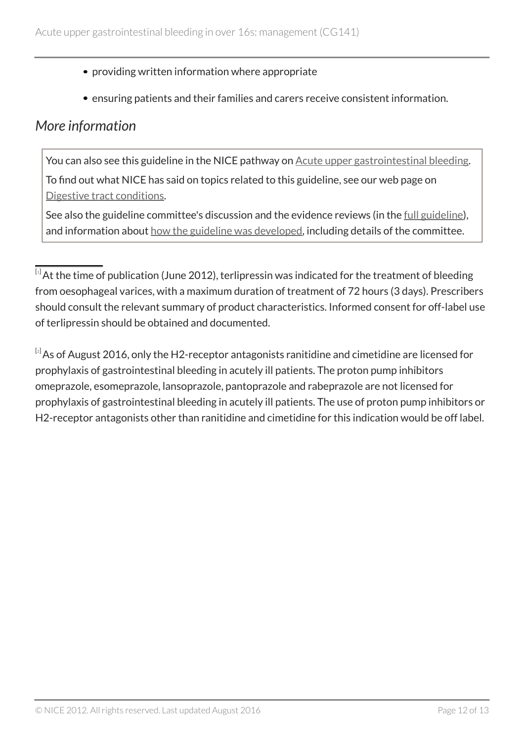- providing written information where appropriate
- ensuring patients and their families and carers receive consistent information.

## *More information*

You can also see this guideline in the NICE pathway on Acute upper gastrointestinal bleeding.

To find out what NICE has said on topics related to this guideline, see our web page on Digestive tract conditions.

See also the guideline committee's discussion and the evidence reviews (in the full guideline), and information about how the guideline was developed, including details of the committee.

---

[1] At the time of publication (June 2012), terlipressin was indicated for the treatment of bleeding from oesophageal varices, with a maximum duration of treatment of 72 hours (3 days). Prescribers should consult the relevant summary of product characteristics. Informed consent for off-label use of terlipressin should be obtained and documented.

[2] As of August 2016, only the H2-receptor antagonists ranitidine and cimetidine are licensed for prophylaxis of gastrointestinal bleeding in acutely ill patients. The proton pump inhibitors omeprazole, esomeprazole, lansoprazole, pantoprazole and rabeprazole are not licensed for prophylaxis of gastrointestinal bleeding in acutely ill patients. The use of proton pump inhibitors or H2-receptor antagonists other than ranitidine and cimetidine for this indication would be off label.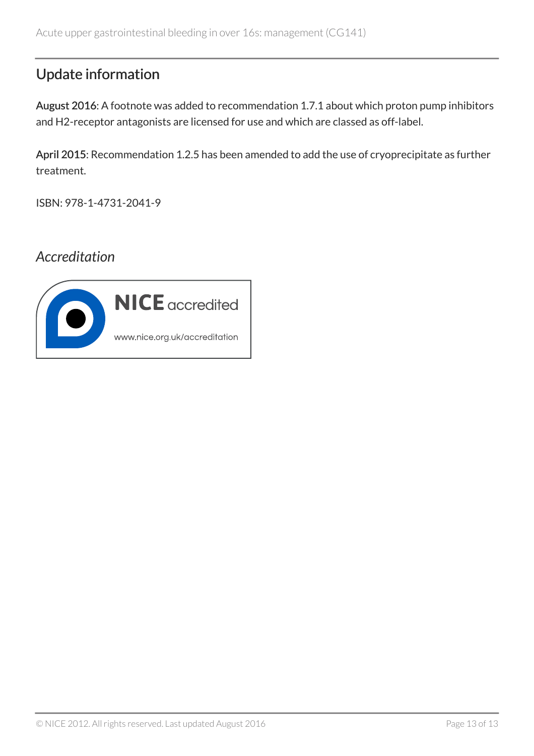## Update information

**August 2016**: A footnote was added to recommendation 1.7.1 about which proton pump inhibitors and H2-receptor antagonists are licensed for use and which are classed as off-label.

**April 2015**: Recommendation 1.2.5 has been amended to add the use of cryoprecipitate as further treatment.

ISBN: 978-1-4731-2041-9

### *Accreditation*

NICE accredited

www.nice.org.uk/accreditation